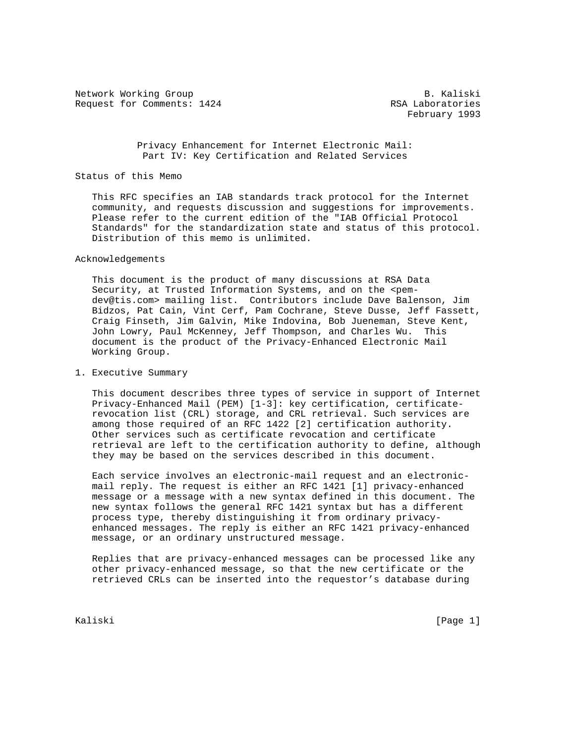Network Working Group B. Kaliski
Request for Comments: 1424 RSA Laboratories
February 1993

# Privacy Enhancement for Internet Electronic Mail: Part IV: Key Certification and Related Services

## Status of this Memo

This RFC specifies an IAB standards track protocol for the Internet community, and requests discussion and suggestions for improvements. Please refer to the current edition of the "IAB Official Protocol Standards" for the standardization state and status of this protocol. Distribution of this memo is unlimited.

## Acknowledgements

This document is the product of many discussions at RSA Data Security, at Trusted Information Systems, and on the <pem-dev@tis.com> mailing list. Contributors include Dave Balenson, Jim Bidzos, Pat Cain, Vint Cerf, Pam Cochrane, Steve Dusse, Jeff Fassett, Craig Finseth, Jim Galvin, Mike Indovina, Bob Jueneman, Steve Kent, John Lowry, Paul McKenney, Jeff Thompson, and Charles Wu. This document is the product of the Privacy-Enhanced Electronic Mail Working Group.

## 1. Executive Summary

This document describes three types of service in support of Internet Privacy-Enhanced Mail (PEM) [1-3]: key certification, certificate-revocation list (CRL) storage, and CRL retrieval. Such services are among those required of an RFC 1422 [2] certification authority. Other services such as certificate revocation and certificate retrieval are left to the certification authority to define, although they may be based on the services described in this document.

Each service involves an electronic-mail request and an electronic-mail reply. The request is either an RFC 1421 [1] privacy-enhanced message or a message with a new syntax defined in this document. The new syntax follows the general RFC 1421 syntax but has a different process type, thereby distinguishing it from ordinary privacy-enhanced messages. The reply is either an RFC 1421 privacy-enhanced message, or an ordinary unstructured message.

Replies that are privacy-enhanced messages can be processed like any other privacy-enhanced message, so that the new certificate or the retrieved CRLs can be inserted into the requestor's database during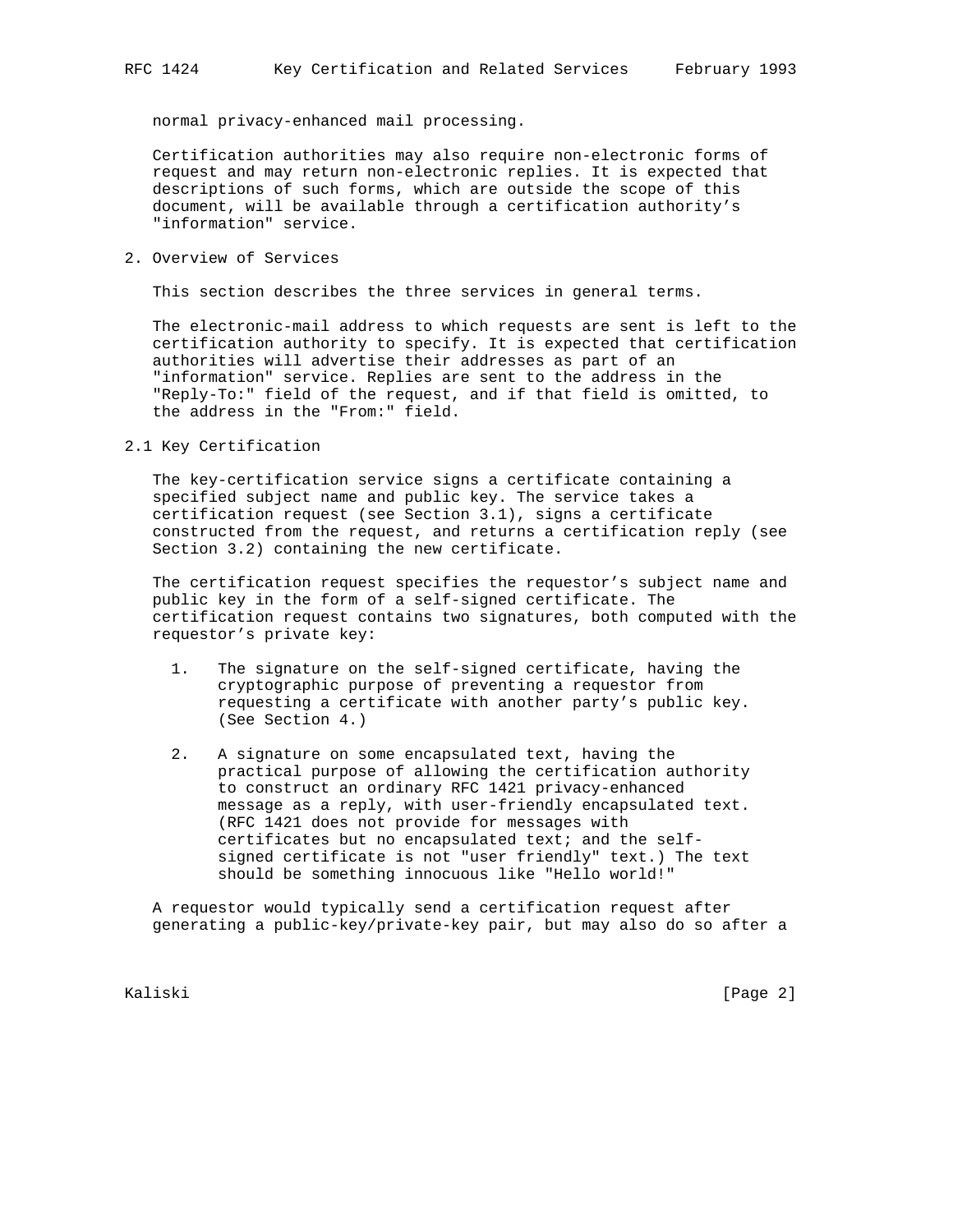normal privacy-enhanced mail processing.

Certification authorities may also require non-electronic forms of request and may return non-electronic replies. It is expected that descriptions of such forms, which are outside the scope of this document, will be available through a certification authority's "information" service.

## 2. Overview of Services

This section describes the three services in general terms.

The electronic-mail address to which requests are sent is left to the certification authority to specify. It is expected that certification authorities will advertise their addresses as part of an "information" service. Replies are sent to the address in the "Reply-To:" field of the request, and if that field is omitted, to the address in the "From:" field.

### 2.1 Key Certification

The key-certification service signs a certificate containing a specified subject name and public key. The service takes a certification request (see Section 3.1), signs a certificate constructed from the request, and returns a certification reply (see Section 3.2) containing the new certificate.

The certification request specifies the requestor's subject name and public key in the form of a self-signed certificate. The certification request contains two signatures, both computed with the requestor's private key:

1. The signature on the self-signed certificate, having the cryptographic purpose of preventing a requestor from requesting a certificate with another party's public key. (See Section 4.)

2. A signature on some encapsulated text, having the practical purpose of allowing the certification authority to construct an ordinary RFC 1421 privacy-enhanced message as a reply, with user-friendly encapsulated text. (RFC 1421 does not provide for messages with certificates but no encapsulated text; and the self-signed certificate is not "user friendly" text.) The text should be something innocuous like "Hello world!"

A requestor would typically send a certification request after generating a public-key/private-key pair, but may also do so after a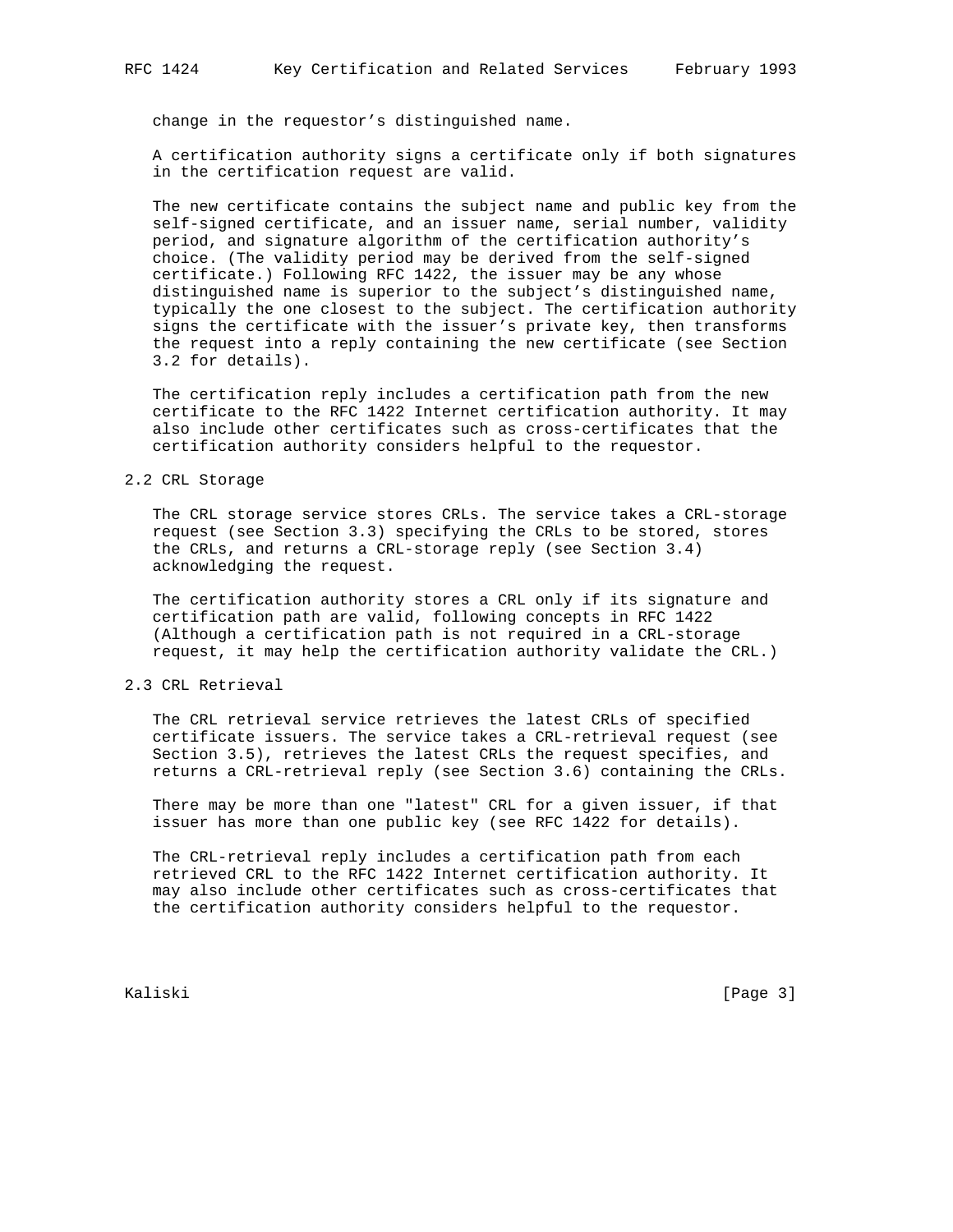change in the requestor's distinguished name.

A certification authority signs a certificate only if both signatures in the certification request are valid.

The new certificate contains the subject name and public key from the self-signed certificate, and an issuer name, serial number, validity period, and signature algorithm of the certification authority's choice. (The validity period may be derived from the self-signed certificate.) Following RFC 1422, the issuer may be any whose distinguished name is superior to the subject's distinguished name, typically the one closest to the subject. The certification authority signs the certificate with the issuer's private key, then transforms the request into a reply containing the new certificate (see Section 3.2 for details).

The certification reply includes a certification path from the new certificate to the RFC 1422 Internet certification authority. It may also include other certificates such as cross-certificates that the certification authority considers helpful to the requestor.

## 2.2 CRL Storage

The CRL storage service stores CRLs. The service takes a CRL-storage request (see Section 3.3) specifying the CRLs to be stored, stores the CRLs, and returns a CRL-storage reply (see Section 3.4) acknowledging the request.

The certification authority stores a CRL only if its signature and certification path are valid, following concepts in RFC 1422 (Although a certification path is not required in a CRL-storage request, it may help the certification authority validate the CRL.)

## 2.3 CRL Retrieval

The CRL retrieval service retrieves the latest CRLs of specified certificate issuers. The service takes a CRL-retrieval request (see Section 3.5), retrieves the latest CRLs the request specifies, and returns a CRL-retrieval reply (see Section 3.6) containing the CRLs.

There may be more than one "latest" CRL for a given issuer, if that issuer has more than one public key (see RFC 1422 for details).

The CRL-retrieval reply includes a certification path from each retrieved CRL to the RFC 1422 Internet certification authority. It may also include other certificates such as cross-certificates that the certification authority considers helpful to the requestor.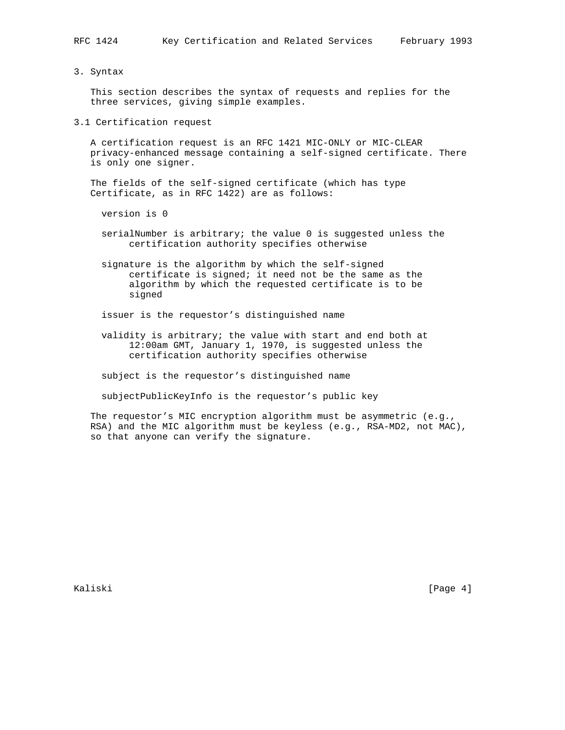## 3. Syntax

This section describes the syntax of requests and replies for the three services, giving simple examples.

### 3.1 Certification request

A certification request is an RFC 1421 MIC-ONLY or MIC-CLEAR privacy-enhanced message containing a self-signed certificate. There is only one signer.

The fields of the self-signed certificate (which has type Certificate, as in RFC 1422) are as follows:

- version is 0

- serialNumber is arbitrary; the value 0 is suggested unless the certification authority specifies otherwise

- signature is the algorithm by which the self-signed certificate is signed; it need not be the same as the algorithm by which the requested certificate is to be signed

- issuer is the requestor's distinguished name

- validity is arbitrary; the value with start and end both at 12:00am GMT, January 1, 1970, is suggested unless the certification authority specifies otherwise

- subject is the requestor's distinguished name

- subjectPublicKeyInfo is the requestor's public key

The requestor's MIC encryption algorithm must be asymmetric (e.g., RSA) and the MIC algorithm must be keyless (e.g., RSA-MD2, not MAC), so that anyone can verify the signature.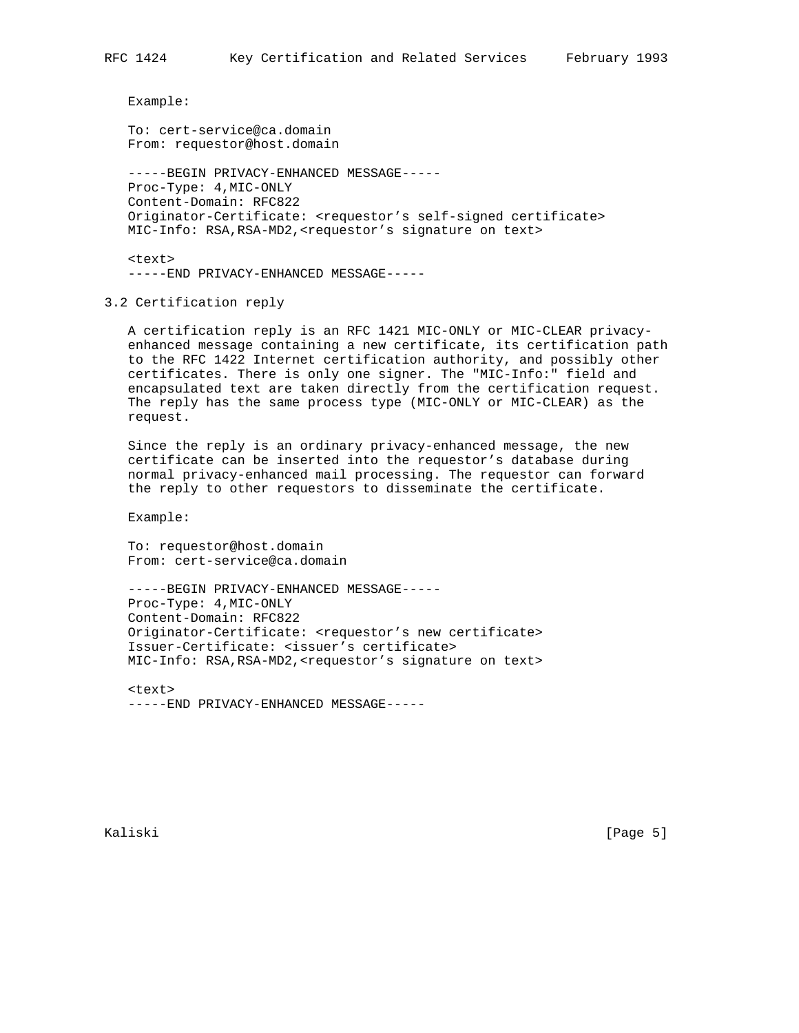Example:

```
To: cert-service@ca.domain
From: requestor@host.domain

-----BEGIN PRIVACY-ENHANCED MESSAGE-----
Proc-Type: 4,MIC-ONLY
Content-Domain: RFC822
Originator-Certificate: <requestor's self-signed certificate>
MIC-Info: RSA,RSA-MD2,<requestor's signature on text>

<text>
-----END PRIVACY-ENHANCED MESSAGE-----
```

## 3.2 Certification reply

A certification reply is an RFC 1421 MIC-ONLY or MIC-CLEAR privacy-enhanced message containing a new certificate, its certification path to the RFC 1422 Internet certification authority, and possibly other certificates. There is only one signer. The "MIC-Info:" field and encapsulated text are taken directly from the certification request. The reply has the same process type (MIC-ONLY or MIC-CLEAR) as the request.

Since the reply is an ordinary privacy-enhanced message, the new certificate can be inserted into the requestor's database during normal privacy-enhanced mail processing. The requestor can forward the reply to other requestors to disseminate the certificate.

Example:

```
To: requestor@host.domain
From: cert-service@ca.domain

-----BEGIN PRIVACY-ENHANCED MESSAGE-----
Proc-Type: 4,MIC-ONLY
Content-Domain: RFC822
Originator-Certificate: <requestor's new certificate>
Issuer-Certificate: <issuer's certificate>
MIC-Info: RSA,RSA-MD2,<requestor's signature on text>

<text>
-----END PRIVACY-ENHANCED MESSAGE-----
```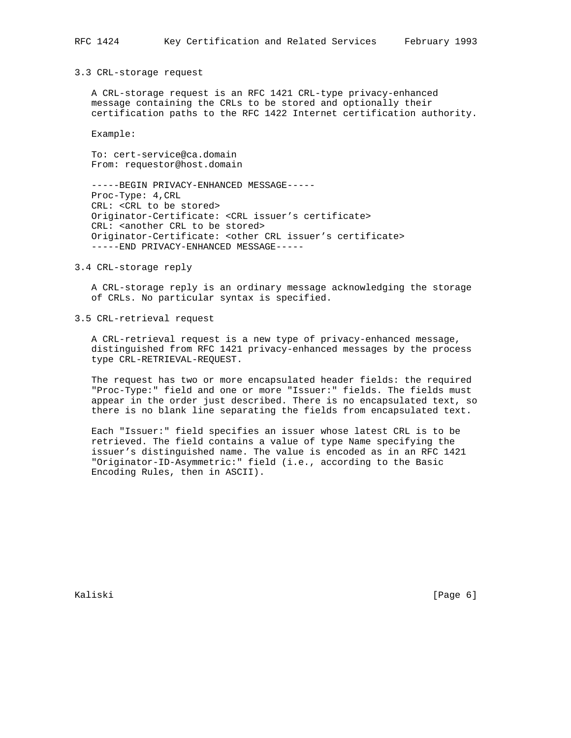### 3.3 CRL-storage request

A CRL-storage request is an RFC 1421 CRL-type privacy-enhanced message containing the CRLs to be stored and optionally their certification paths to the RFC 1422 Internet certification authority.

Example:

```
To: cert-service@ca.domain
From: requestor@host.domain

-----BEGIN PRIVACY-ENHANCED MESSAGE-----
Proc-Type: 4,CRL
CRL: <CRL to be stored>
Originator-Certificate: <CRL issuer’s certificate>
CRL: <another CRL to be stored>
Originator-Certificate: <other CRL issuer’s certificate>
-----END PRIVACY-ENHANCED MESSAGE-----
```

### 3.4 CRL-storage reply

A CRL-storage reply is an ordinary message acknowledging the storage of CRLs. No particular syntax is specified.

### 3.5 CRL-retrieval request

A CRL-retrieval request is a new type of privacy-enhanced message, distinguished from RFC 1421 privacy-enhanced messages by the process type CRL-RETRIEVAL-REQUEST.

The request has two or more encapsulated header fields: the required "Proc-Type:" field and one or more "Issuer:" fields. The fields must appear in the order just described. There is no encapsulated text, so there is no blank line separating the fields from encapsulated text.

Each "Issuer:" field specifies an issuer whose latest CRL is to be retrieved. The field contains a value of type Name specifying the issuer’s distinguished name. The value is encoded as in an RFC 1421 "Originator-ID-Asymmetric:" field (i.e., according to the Basic Encoding Rules, then in ASCII).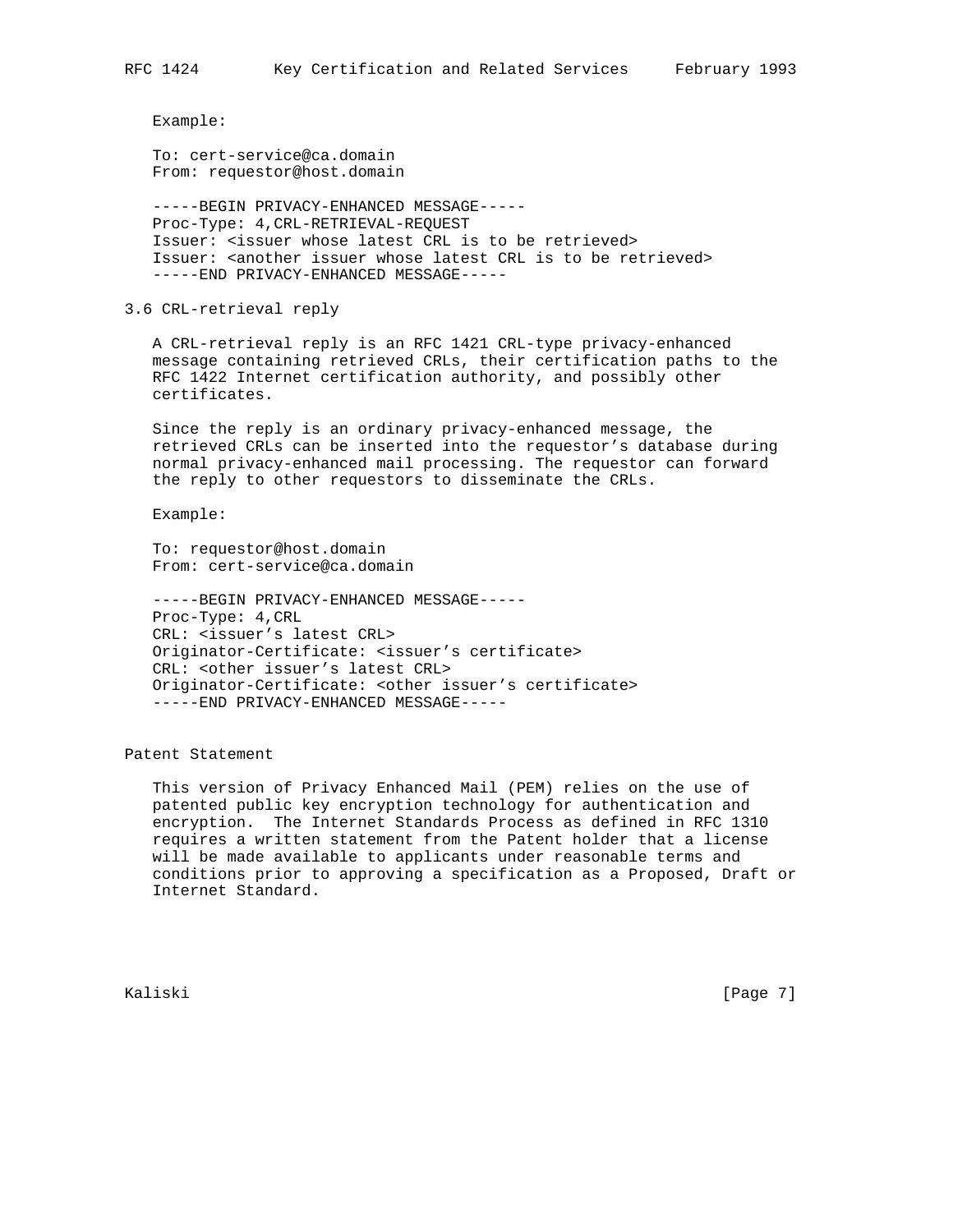Example:

```
To: cert-service@ca.domain
From: requestor@host.domain

-----BEGIN PRIVACY-ENHANCED MESSAGE-----
Proc-Type: 4,CRL-RETRIEVAL-REQUEST
Issuer: <issuer whose latest CRL is to be retrieved>
Issuer: <another issuer whose latest CRL is to be retrieved>
-----END PRIVACY-ENHANCED MESSAGE-----
```

### 3.6 CRL-retrieval reply

A CRL-retrieval reply is an RFC 1421 CRL-type privacy-enhanced message containing retrieved CRLs, their certification paths to the RFC 1422 Internet certification authority, and possibly other certificates.

Since the reply is an ordinary privacy-enhanced message, the retrieved CRLs can be inserted into the requestor's database during normal privacy-enhanced mail processing. The requestor can forward the reply to other requestors to disseminate the CRLs.

Example:

```
To: requestor@host.domain
From: cert-service@ca.domain

-----BEGIN PRIVACY-ENHANCED MESSAGE-----
Proc-Type: 4,CRL
CRL: <issuer's latest CRL>
Originator-Certificate: <issuer's certificate>
CRL: <other issuer's latest CRL>
Originator-Certificate: <other issuer's certificate>
-----END PRIVACY-ENHANCED MESSAGE-----
```

## Patent Statement

This version of Privacy Enhanced Mail (PEM) relies on the use of patented public key encryption technology for authentication and encryption. The Internet Standards Process as defined in RFC 1310 requires a written statement from the Patent holder that a license will be made available to applicants under reasonable terms and conditions prior to approving a specification as a Proposed, Draft or Internet Standard.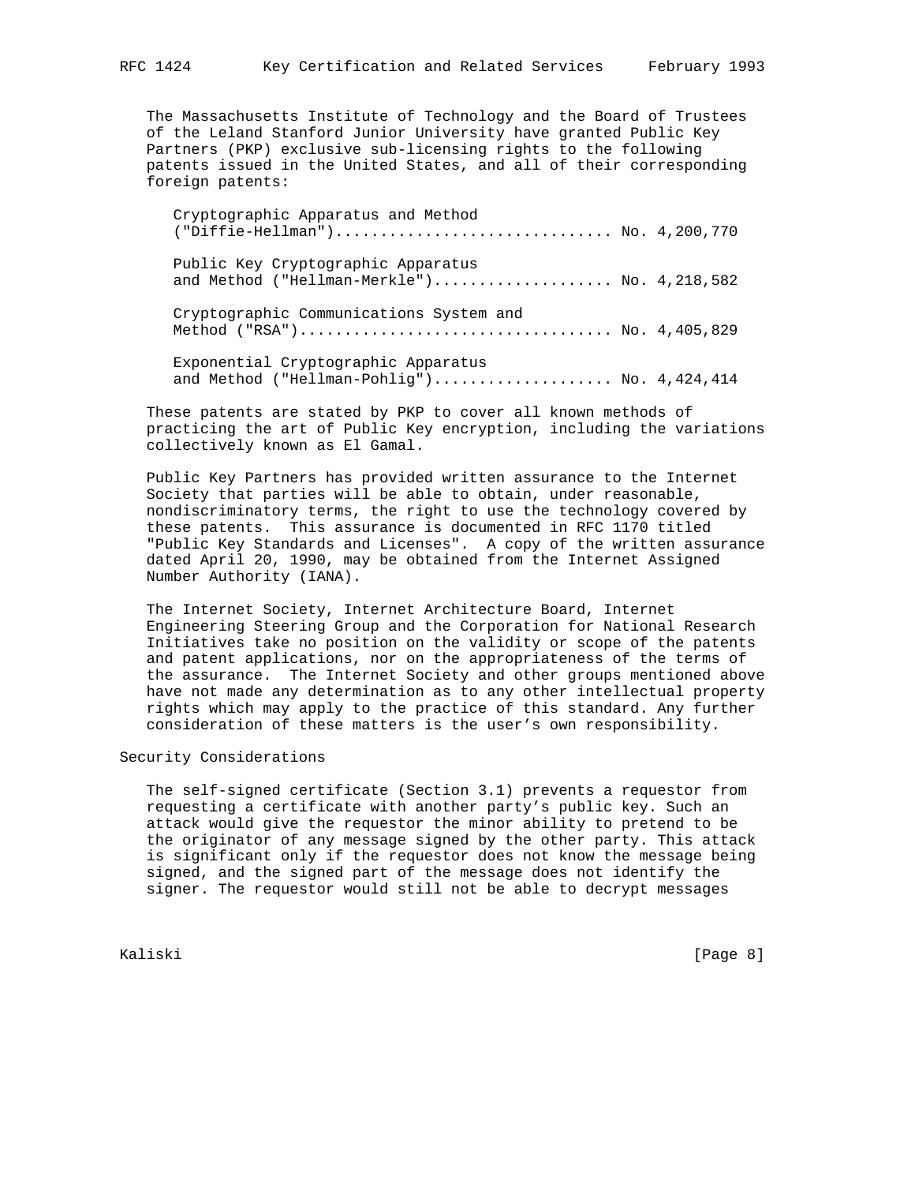The Massachusetts Institute of Technology and the Board of Trustees of the Leland Stanford Junior University have granted Public Key Partners (PKP) exclusive sub-licensing rights to the following patents issued in the United States, and all of their corresponding foreign patents:

```
Cryptographic Apparatus and Method
("Diffie-Hellman")............................... No. 4,200,770

Public Key Cryptographic Apparatus
and Method ("Hellman-Merkle").................... No. 4,218,582

Cryptographic Communications System and
Method ("RSA")................................... No. 4,405,829

Exponential Cryptographic Apparatus
and Method ("Hellman-Pohlig").................... No. 4,424,414
```

These patents are stated by PKP to cover all known methods of practicing the art of Public Key encryption, including the variations collectively known as El Gamal.

Public Key Partners has provided written assurance to the Internet Society that parties will be able to obtain, under reasonable, nondiscriminatory terms, the right to use the technology covered by these patents. This assurance is documented in RFC 1170 titled "Public Key Standards and Licenses". A copy of the written assurance dated April 20, 1990, may be obtained from the Internet Assigned Number Authority (IANA).

The Internet Society, Internet Architecture Board, Internet Engineering Steering Group and the Corporation for National Research Initiatives take no position on the validity or scope of the patents and patent applications, nor on the appropriateness of the terms of the assurance. The Internet Society and other groups mentioned above have not made any determination as to any other intellectual property rights which may apply to the practice of this standard. Any further consideration of these matters is the user's own responsibility.

## Security Considerations

The self-signed certificate (Section 3.1) prevents a requestor from requesting a certificate with another party's public key. Such an attack would give the requestor the minor ability to pretend to be the originator of any message signed by the other party. This attack is significant only if the requestor does not know the message being signed, and the signed part of the message does not identify the signer. The requestor would still not be able to decrypt messages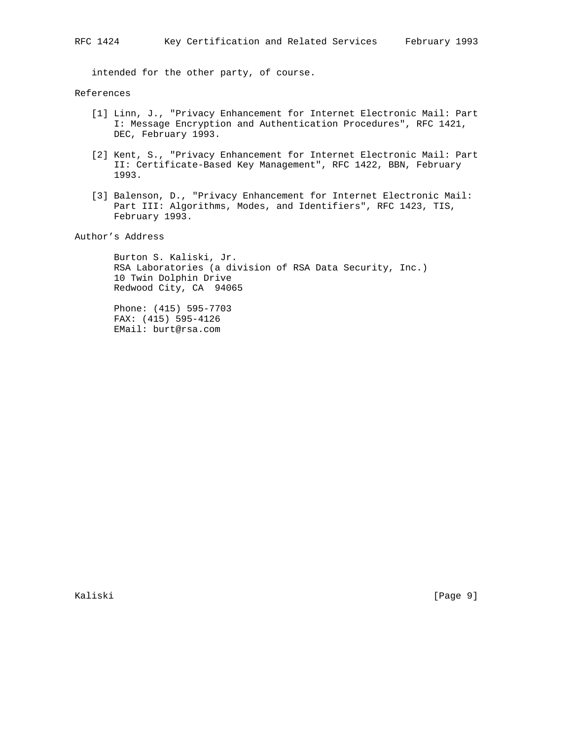intended for the other party, of course.

## References

[1] Linn, J., "Privacy Enhancement for Internet Electronic Mail: Part I: Message Encryption and Authentication Procedures", RFC 1421, DEC, February 1993.

[2] Kent, S., "Privacy Enhancement for Internet Electronic Mail: Part II: Certificate-Based Key Management", RFC 1422, BBN, February 1993.

[3] Balenson, D., "Privacy Enhancement for Internet Electronic Mail: Part III: Algorithms, Modes, and Identifiers", RFC 1423, TIS, February 1993.

## Author's Address

Burton S. Kaliski, Jr.
RSA Laboratories (a division of RSA Data Security, Inc.)
10 Twin Dolphin Drive
Redwood City, CA 94065

Phone: (415) 595-7703
FAX: (415) 595-4126
EMail: burt@rsa.com